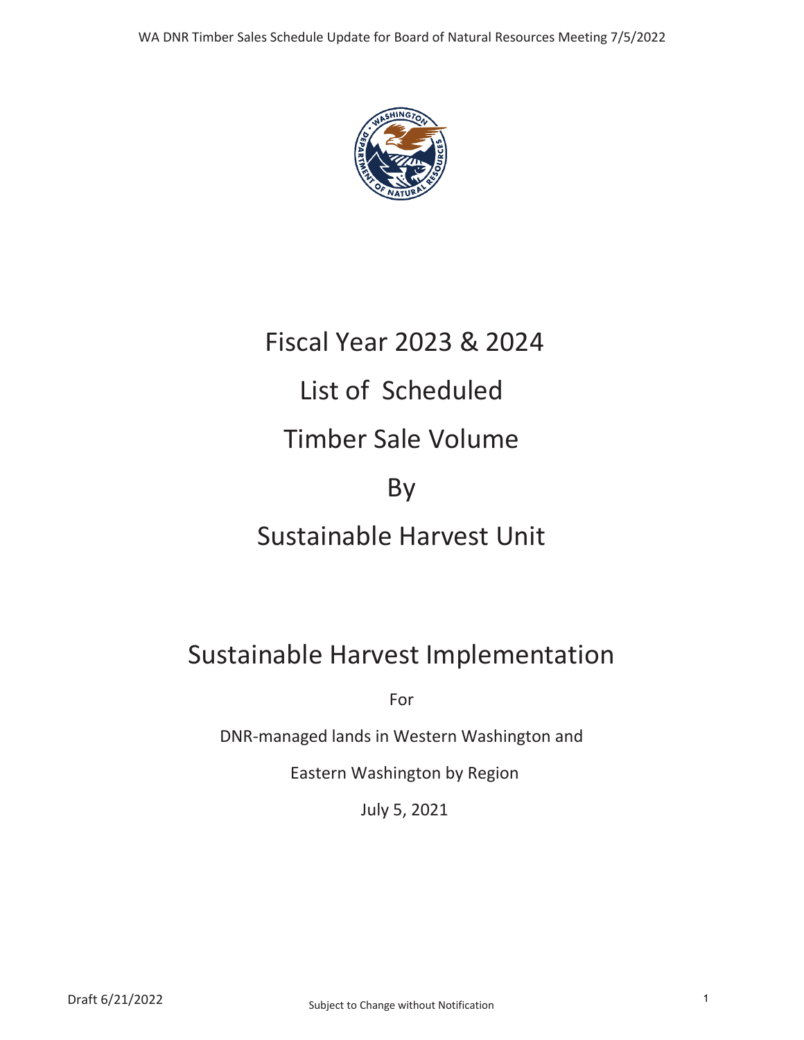# Fiscal Year 2023 & 2024

# List of Scheduled

# Timber Sale Volume

# By

# Sustainable Harvest Unit

## Sustainable Harvest Implementation

For

DNR-managed lands in Western Washington and

Eastern Washington by Region

July 5, 2021

Draft 6/21/2022

Subject to Change without Notification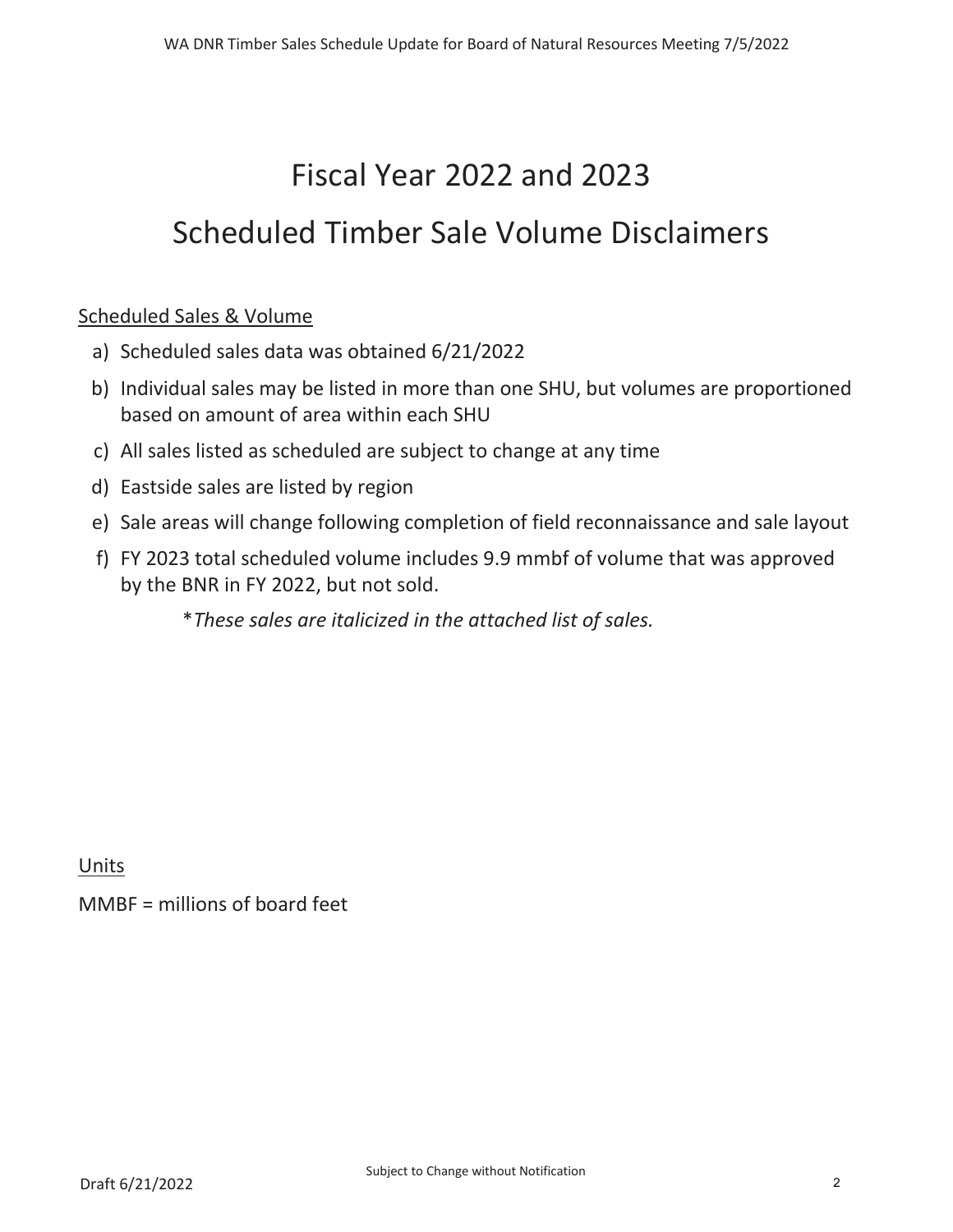# Fiscal Year 2022 and 2023

# Scheduled Timber Sale Volume Disclaimers

<u>Scheduled Sales & Volume</u>

a) Scheduled sales data was obtained 6/21/2022
b) Individual sales may be listed in more than one SHU, but volumes are proportioned based on amount of area within each SHU
c) All sales listed as scheduled are subject to change at any time
d) Eastside sales are listed by region
e) Sale areas will change following completion of field reconnaissance and sale layout
f) FY 2023 total scheduled volume includes 9.9 mmbf of volume that was approved by the BNR in FY 2022, but not sold.

   **These sales are italicized in the attached list of sales.*

<u>Units</u>

MMBF = millions of board feet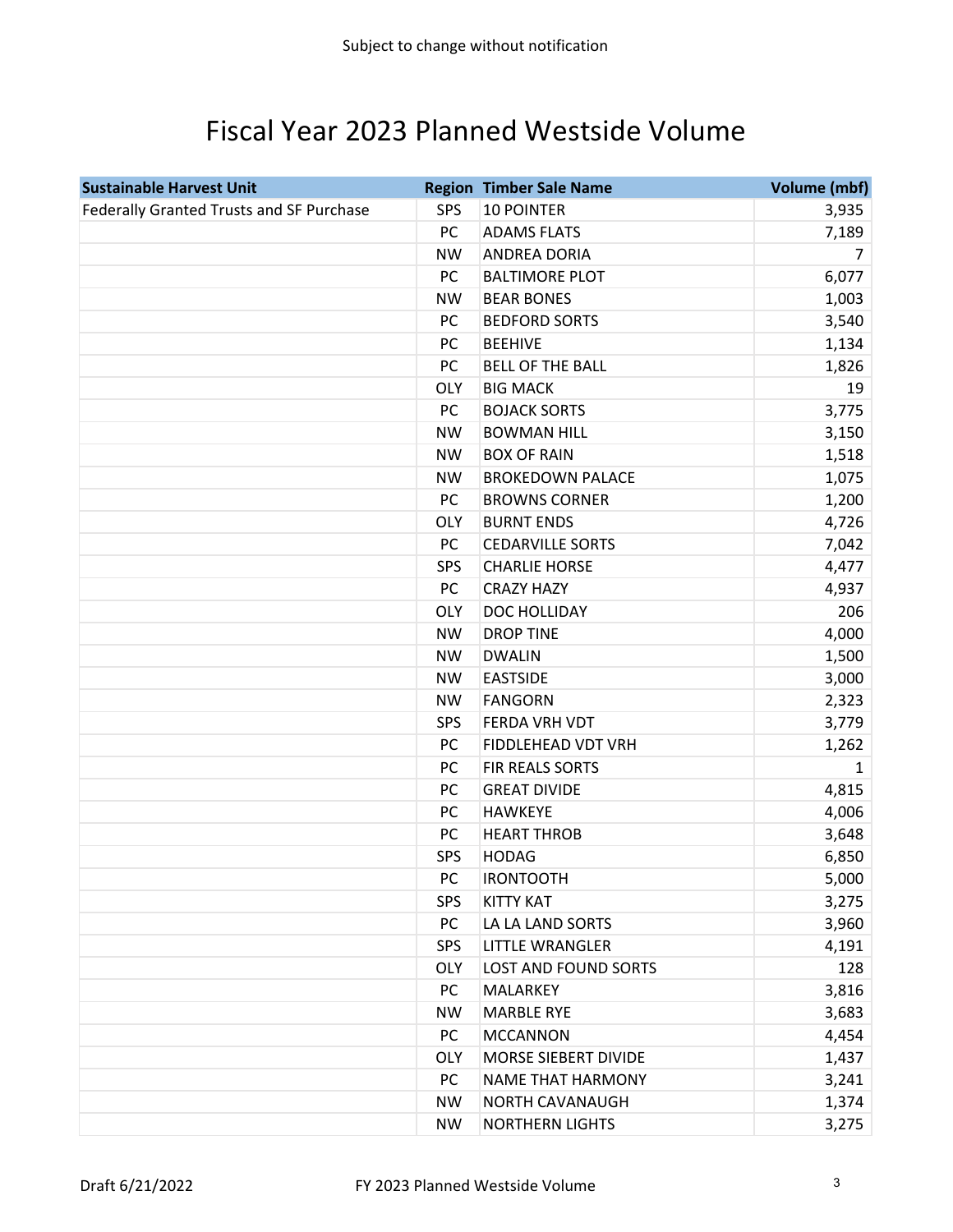Subject to change without notification

# Fiscal Year 2023 Planned Westside Volume

| Sustainable Harvest Unit | Region | Timber Sale Name | Volume (mbf) |
|---|---|---|---|
| Federally Granted Trusts and SF Purchase | SPS | 10 POINTER | 3,935 |
| | PC | ADAMS FLATS | 7,189 |
| | NW | ANDREA DORIA | 7 |
| | PC | BALTIMORE PLOT | 6,077 |
| | NW | BEAR BONES | 1,003 |
| | PC | BEDFORD SORTS | 3,540 |
| | PC | BEEHIVE | 1,134 |
| | PC | BELL OF THE BALL | 1,826 |
| | OLY | BIG MACK | 19 |
| | PC | BOJACK SORTS | 3,775 |
| | NW | BOWMAN HILL | 3,150 |
| | NW | BOX OF RAIN | 1,518 |
| | NW | BROKEDOWN PALACE | 1,075 |
| | PC | BROWNS CORNER | 1,200 |
| | OLY | BURNT ENDS | 4,726 |
| | PC | CEDARVILLE SORTS | 7,042 |
| | SPS | CHARLIE HORSE | 4,477 |
| | PC | CRAZY HAZY | 4,937 |
| | OLY | DOC HOLLIDAY | 206 |
| | NW | DROP TINE | 4,000 |
| | NW | DWALIN | 1,500 |
| | NW | EASTSIDE | 3,000 |
| | NW | FANGORN | 2,323 |
| | SPS | FERDA VRH VDT | 3,779 |
| | PC | FIDDLEHEAD VDT VRH | 1,262 |
| | PC | FIR REALS SORTS | 1 |
| | PC | GREAT DIVIDE | 4,815 |
| | PC | HAWKEYE | 4,006 |
| | PC | HEART THROB | 3,648 |
| | SPS | HODAG | 6,850 |
| | PC | IRONTOOTH | 5,000 |
| | SPS | KITTY KAT | 3,275 |
| | PC | LA LA LAND SORTS | 3,960 |
| | SPS | LITTLE WRANGLER | 4,191 |
| | OLY | LOST AND FOUND SORTS | 128 |
| | PC | MALARKEY | 3,816 |
| | NW | MARBLE RYE | 3,683 |
| | PC | MCCANNON | 4,454 |
| | OLY | MORSE SIEBERT DIVIDE | 1,437 |
| | PC | NAME THAT HARMONY | 3,241 |
| | NW | NORTH CAVANAUGH | 1,374 |
| | NW | NORTHERN LIGHTS | 3,275 |

Draft 6/21/2022 FY 2023 Planned Westside Volume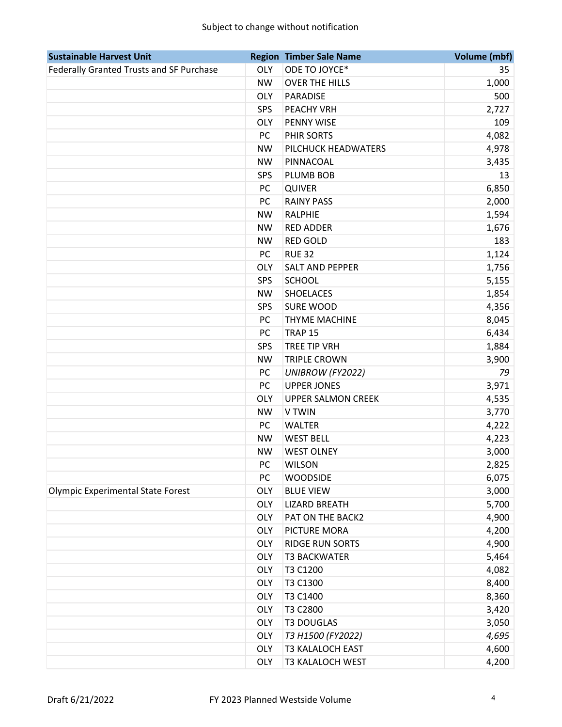Subject to change without notification

| Sustainable Harvest Unit | Region | Timber Sale Name | Volume (mbf) |
|---|---|---|---|
| Federally Granted Trusts and SF Purchase | OLY | ODE TO JOYCE* | 35 |
| | NW | OVER THE HILLS | 1,000 |
| | OLY | PARADISE | 500 |
| | SPS | PEACHY VRH | 2,727 |
| | OLY | PENNY WISE | 109 |
| | PC | PHIR SORTS | 4,082 |
| | NW | PILCHUCK HEADWATERS | 4,978 |
| | NW | PINNACOAL | 3,435 |
| | SPS | PLUMB BOB | 13 |
| | PC | QUIVER | 6,850 |
| | PC | RAINY PASS | 2,000 |
| | NW | RALPHIE | 1,594 |
| | NW | RED ADDER | 1,676 |
| | NW | RED GOLD | 183 |
| | PC | RUE 32 | 1,124 |
| | OLY | SALT AND PEPPER | 1,756 |
| | SPS | SCHOOL | 5,155 |
| | NW | SHOELACES | 1,854 |
| | SPS | SURE WOOD | 4,356 |
| | PC | THYME MACHINE | 8,045 |
| | PC | TRAP 15 | 6,434 |
| | SPS | TREE TIP VRH | 1,884 |
| | NW | TRIPLE CROWN | 3,900 |
| | PC | *UNIBROW (FY2022)* | *79* |
| | PC | UPPER JONES | 3,971 |
| | OLY | UPPER SALMON CREEK | 4,535 |
| | NW | V TWIN | 3,770 |
| | PC | WALTER | 4,222 |
| | NW | WEST BELL | 4,223 |
| | NW | WEST OLNEY | 3,000 |
| | PC | WILSON | 2,825 |
| | PC | WOODSIDE | 6,075 |
| Olympic Experimental State Forest | OLY | BLUE VIEW | 3,000 |
| | OLY | LIZARD BREATH | 5,700 |
| | OLY | PAT ON THE BACK2 | 4,900 |
| | OLY | PICTURE MORA | 4,200 |
| | OLY | RIDGE RUN SORTS | 4,900 |
| | OLY | T3 BACKWATER | 5,464 |
| | OLY | T3 C1200 | 4,082 |
| | OLY | T3 C1300 | 8,400 |
| | OLY | T3 C1400 | 8,360 |
| | OLY | T3 C2800 | 3,420 |
| | OLY | T3 DOUGLAS | 3,050 |
| | OLY | *T3 H1500 (FY2022)* | *4,695* |
| | OLY | T3 KALALOCH EAST | 4,600 |
| | OLY | T3 KALALOCH WEST | 4,200 |

Draft 6/21/2022 FY 2023 Planned Westside Volume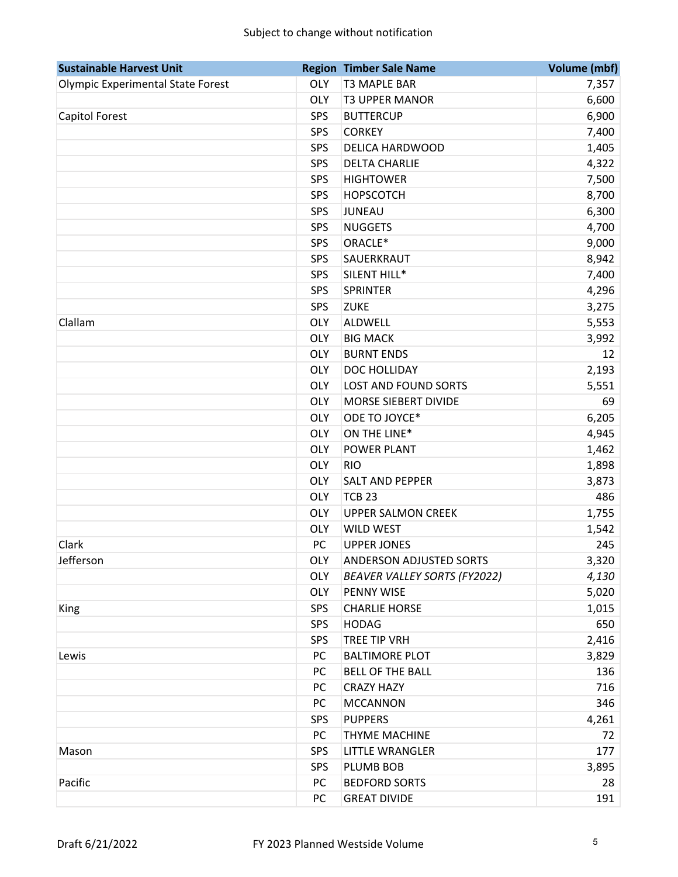Subject to change without notification

| Sustainable Harvest Unit | Region | Timber Sale Name | Volume (mbf) |
|---|---|---|---|
| Olympic Experimental State Forest | OLY | T3 MAPLE BAR | 7,357 |
| | OLY | T3 UPPER MANOR | 6,600 |
| Capitol Forest | SPS | BUTTERCUP | 6,900 |
| | SPS | CORKEY | 7,400 |
| | SPS | DELICA HARDWOOD | 1,405 |
| | SPS | DELTA CHARLIE | 4,322 |
| | SPS | HIGHTOWER | 7,500 |
| | SPS | HOPSCOTCH | 8,700 |
| | SPS | JUNEAU | 6,300 |
| | SPS | NUGGETS | 4,700 |
| | SPS | ORACLE* | 9,000 |
| | SPS | SAUERKRAUT | 8,942 |
| | SPS | SILENT HILL* | 7,400 |
| | SPS | SPRINTER | 4,296 |
| | SPS | ZUKE | 3,275 |
| Clallam | OLY | ALDWELL | 5,553 |
| | OLY | BIG MACK | 3,992 |
| | OLY | BURNT ENDS | 12 |
| | OLY | DOC HOLLIDAY | 2,193 |
| | OLY | LOST AND FOUND SORTS | 5,551 |
| | OLY | MORSE SIEBERT DIVIDE | 69 |
| | OLY | ODE TO JOYCE* | 6,205 |
| | OLY | ON THE LINE* | 4,945 |
| | OLY | POWER PLANT | 1,462 |
| | OLY | RIO | 1,898 |
| | OLY | SALT AND PEPPER | 3,873 |
| | OLY | TCB 23 | 486 |
| | OLY | UPPER SALMON CREEK | 1,755 |
| | OLY | WILD WEST | 1,542 |
| Clark | PC | UPPER JONES | 245 |
| Jefferson | OLY | ANDERSON ADJUSTED SORTS | 3,320 |
| | OLY | *BEAVER VALLEY SORTS (FY2022)* | *4,130* |
| | OLY | PENNY WISE | 5,020 |
| King | SPS | CHARLIE HORSE | 1,015 |
| | SPS | HODAG | 650 |
| | SPS | TREE TIP VRH | 2,416 |
| Lewis | PC | BALTIMORE PLOT | 3,829 |
| | PC | BELL OF THE BALL | 136 |
| | PC | CRAZY HAZY | 716 |
| | PC | MCCANNON | 346 |
| | SPS | PUPPERS | 4,261 |
| | PC | THYME MACHINE | 72 |
| Mason | SPS | LITTLE WRANGLER | 177 |
| | SPS | PLUMB BOB | 3,895 |
| Pacific | PC | BEDFORD SORTS | 28 |
| | PC | GREAT DIVIDE | 191 |

Draft 6/21/2022 FY 2023 Planned Westside Volume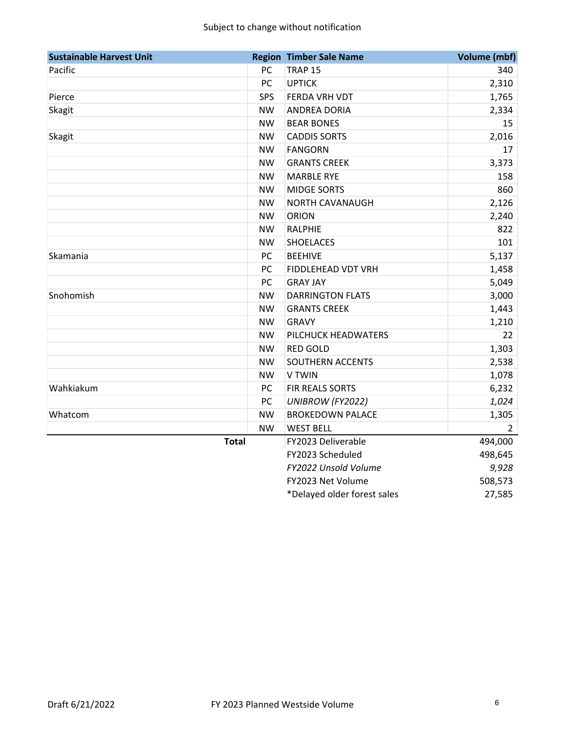Subject to change without notification

| Sustainable Harvest Unit | Region | Timber Sale Name | Volume (mbf) |
|---|---|---|---|
| Pacific | PC | TRAP 15 | 340 |
| | PC | UPTICK | 2,310 |
| Pierce | SPS | FERDA VRH VDT | 1,765 |
| Skagit | NW | ANDREA DORIA | 2,334 |
| | NW | BEAR BONES | 15 |
| Skagit | NW | CADDIS SORTS | 2,016 |
| | NW | FANGORN | 17 |
| | NW | GRANTS CREEK | 3,373 |
| | NW | MARBLE RYE | 158 |
| | NW | MIDGE SORTS | 860 |
| | NW | NORTH CAVANAUGH | 2,126 |
| | NW | ORION | 2,240 |
| | NW | RALPHIE | 822 |
| | NW | SHOELACES | 101 |
| Skamania | PC | BEEHIVE | 5,137 |
| | PC | FIDDLEHEAD VDT VRH | 1,458 |
| | PC | GRAY JAY | 5,049 |
| Snohomish | NW | DARRINGTON FLATS | 3,000 |
| | NW | GRANTS CREEK | 1,443 |
| | NW | GRAVY | 1,210 |
| | NW | PILCHUCK HEADWATERS | 22 |
| | NW | RED GOLD | 1,303 |
| | NW | SOUTHERN ACCENTS | 2,538 |
| | NW | V TWIN | 1,078 |
| Wahkiakum | PC | FIR REALS SORTS | 6,232 |
| | PC | *UNIBROW (FY2022)* | *1,024* |
| Whatcom | NW | BROKEDOWN PALACE | 1,305 |
| | NW | WEST BELL | 2 |
| **Total** | | FY2023 Deliverable | 494,000 |
| | | FY2023 Scheduled | 498,645 |
| | | *FY2022 Unsold Volume* | *9,928* |
| | | FY2023 Net Volume | 508,573 |
| | | *Delayed older forest sales | 27,585 |

Draft 6/21/2022 FY 2023 Planned Westside Volume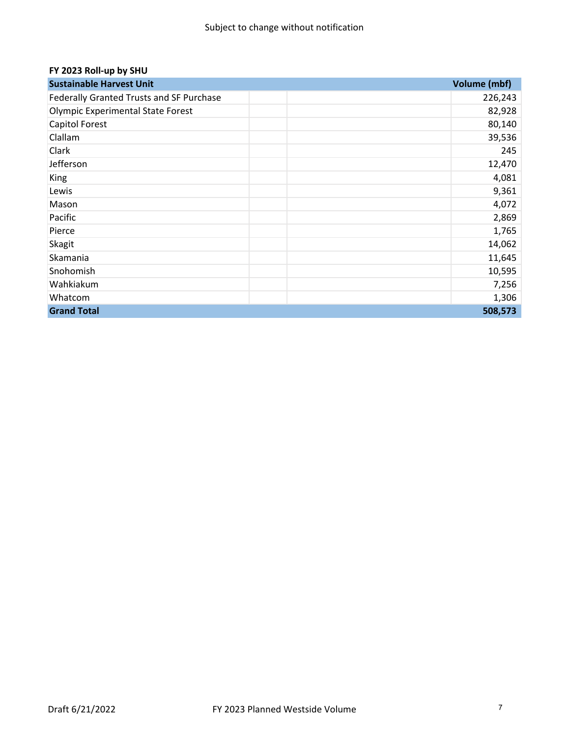**FY 2023 Roll-up by SHU**

| Sustainable Harvest Unit | Volume (mbf) |
|---|---|
| Federally Granted Trusts and SF Purchase | 226,243 |
| Olympic Experimental State Forest | 82,928 |
| Capitol Forest | 80,140 |
| Clallam | 39,536 |
| Clark | 245 |
| Jefferson | 12,470 |
| King | 4,081 |
| Lewis | 9,361 |
| Mason | 4,072 |
| Pacific | 2,869 |
| Pierce | 1,765 |
| Skagit | 14,062 |
| Skamania | 11,645 |
| Snohomish | 10,595 |
| Wahkiakum | 7,256 |
| Whatcom | 1,306 |
| **Grand Total** | **508,573** |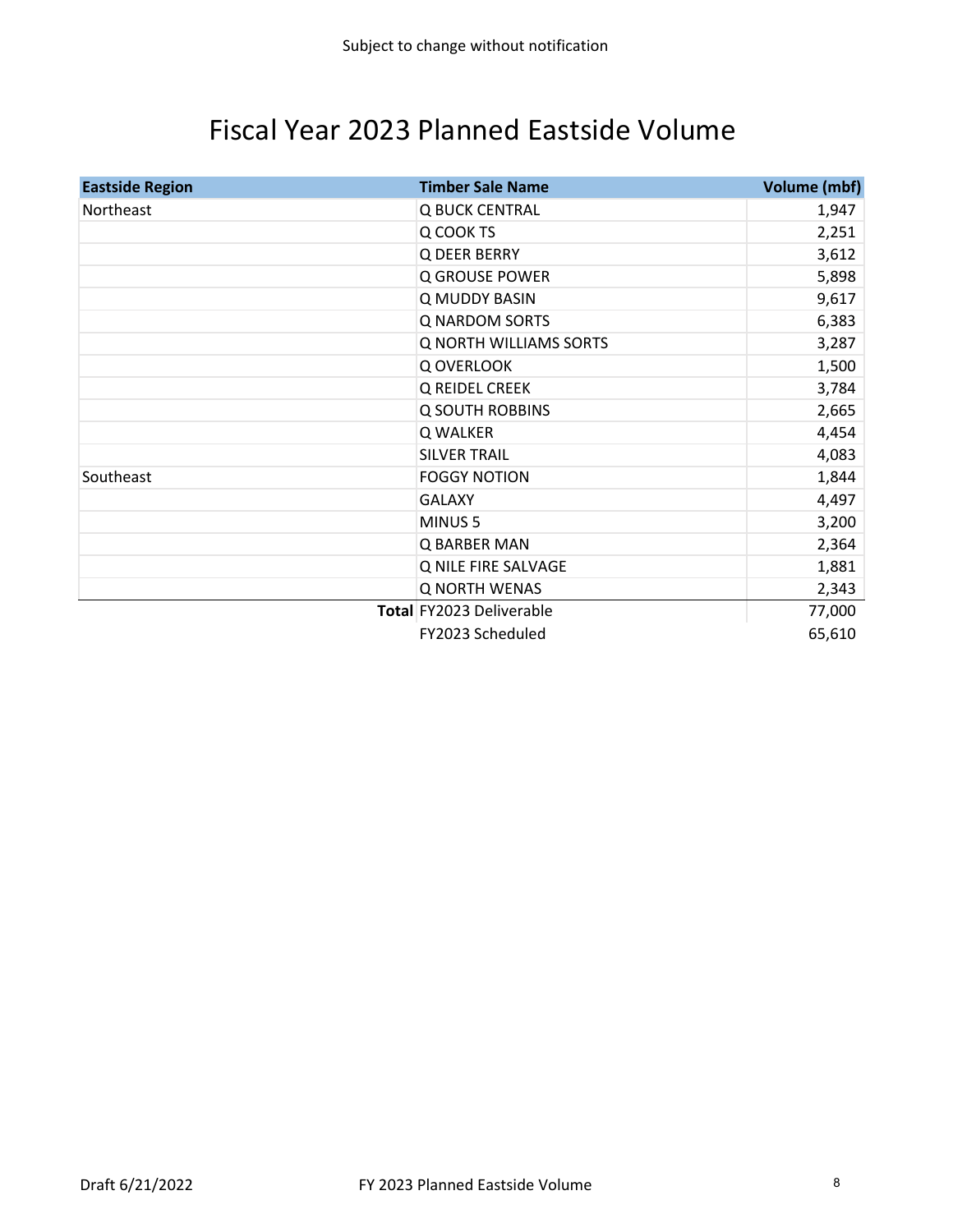Subject to change without notification

# Fiscal Year 2023 Planned Eastside Volume

| Eastside Region | Timber Sale Name | Volume (mbf) |
| --- | --- | --- |
| Northeast | Q BUCK CENTRAL | 1,947 |
| | Q COOK TS | 2,251 |
| | Q DEER BERRY | 3,612 |
| | Q GROUSE POWER | 5,898 |
| | Q MUDDY BASIN | 9,617 |
| | Q NARDOM SORTS | 6,383 |
| | Q NORTH WILLIAMS SORTS | 3,287 |
| | Q OVERLOOK | 1,500 |
| | Q REIDEL CREEK | 3,784 |
| | Q SOUTH ROBBINS | 2,665 |
| | Q WALKER | 4,454 |
| | SILVER TRAIL | 4,083 |
| Southeast | FOGGY NOTION | 1,844 |
| | GALAXY | 4,497 |
| | MINUS 5 | 3,200 |
| | Q BARBER MAN | 2,364 |
| | Q NILE FIRE SALVAGE | 1,881 |
| | Q NORTH WENAS | 2,343 |
| **Total** | FY2023 Deliverable | 77,000 |
| | FY2023 Scheduled | 65,610 |

Draft 6/21/2022 FY 2023 Planned Eastside Volume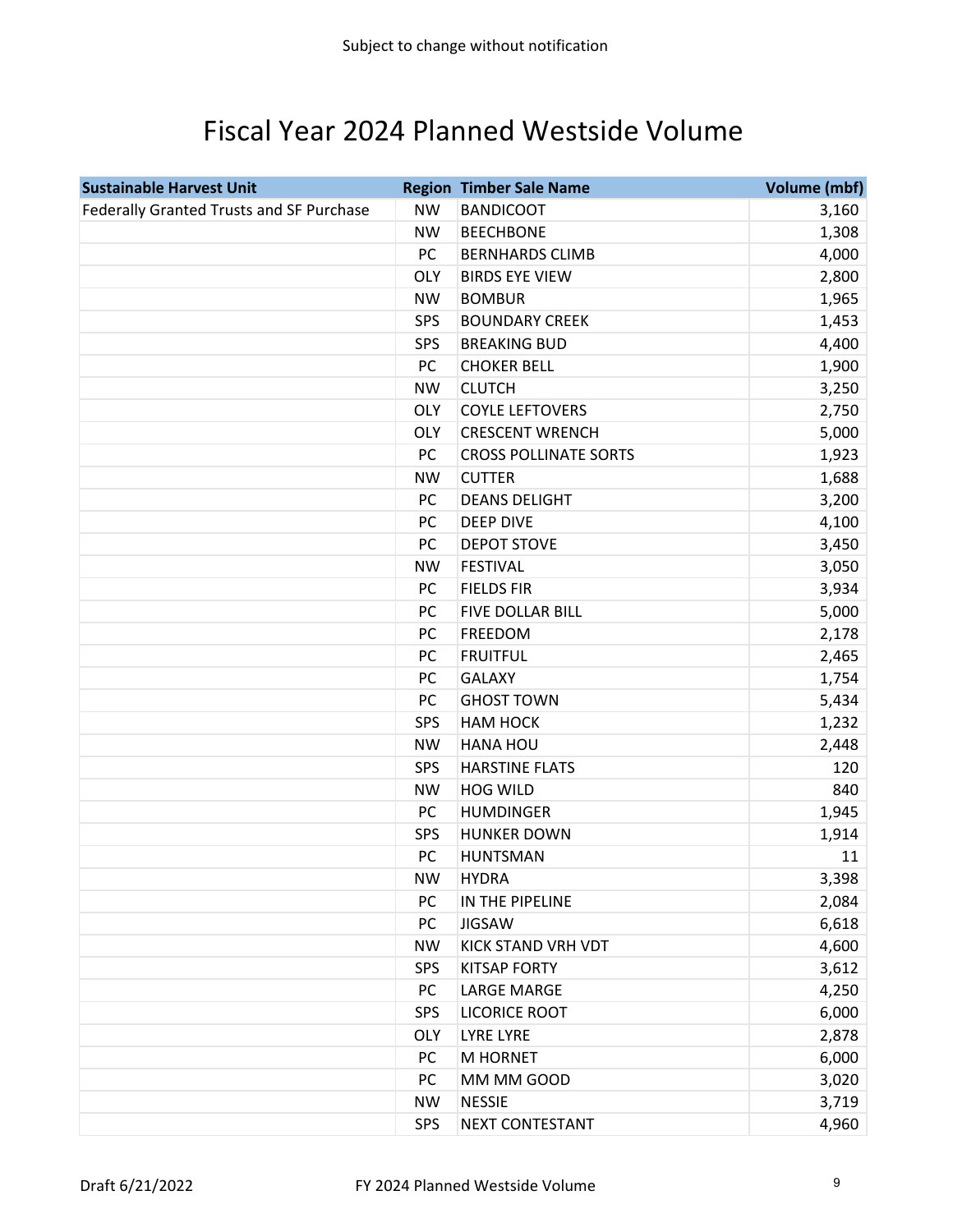Subject to change without notification

# Fiscal Year 2024 Planned Westside Volume

| Sustainable Harvest Unit | Region | Timber Sale Name | Volume (mbf) |
|---|---|---|---|
| Federally Granted Trusts and SF Purchase | NW | BANDICOOT | 3,160 |
| | NW | BEECHBONE | 1,308 |
| | PC | BERNHARDS CLIMB | 4,000 |
| | OLY | BIRDS EYE VIEW | 2,800 |
| | NW | BOMBUR | 1,965 |
| | SPS | BOUNDARY CREEK | 1,453 |
| | SPS | BREAKING BUD | 4,400 |
| | PC | CHOKER BELL | 1,900 |
| | NW | CLUTCH | 3,250 |
| | OLY | COYLE LEFTOVERS | 2,750 |
| | OLY | CRESCENT WRENCH | 5,000 |
| | PC | CROSS POLLINATE SORTS | 1,923 |
| | NW | CUTTER | 1,688 |
| | PC | DEANS DELIGHT | 3,200 |
| | PC | DEEP DIVE | 4,100 |
| | PC | DEPOT STOVE | 3,450 |
| | NW | FESTIVAL | 3,050 |
| | PC | FIELDS FIR | 3,934 |
| | PC | FIVE DOLLAR BILL | 5,000 |
| | PC | FREEDOM | 2,178 |
| | PC | FRUITFUL | 2,465 |
| | PC | GALAXY | 1,754 |
| | PC | GHOST TOWN | 5,434 |
| | SPS | HAM HOCK | 1,232 |
| | NW | HANA HOU | 2,448 |
| | SPS | HARSTINE FLATS | 120 |
| | NW | HOG WILD | 840 |
| | PC | HUMDINGER | 1,945 |
| | SPS | HUNKER DOWN | 1,914 |
| | PC | HUNTSMAN | 11 |
| | NW | HYDRA | 3,398 |
| | PC | IN THE PIPELINE | 2,084 |
| | PC | JIGSAW | 6,618 |
| | NW | KICK STAND VRH VDT | 4,600 |
| | SPS | KITSAP FORTY | 3,612 |
| | PC | LARGE MARGE | 4,250 |
| | SPS | LICORICE ROOT | 6,000 |
| | OLY | LYRE LYRE | 2,878 |
| | PC | M HORNET | 6,000 |
| | PC | MM MM GOOD | 3,020 |
| | NW | NESSIE | 3,719 |
| | SPS | NEXT CONTESTANT | 4,960 |

Draft 6/21/2022 FY 2024 Planned Westside Volume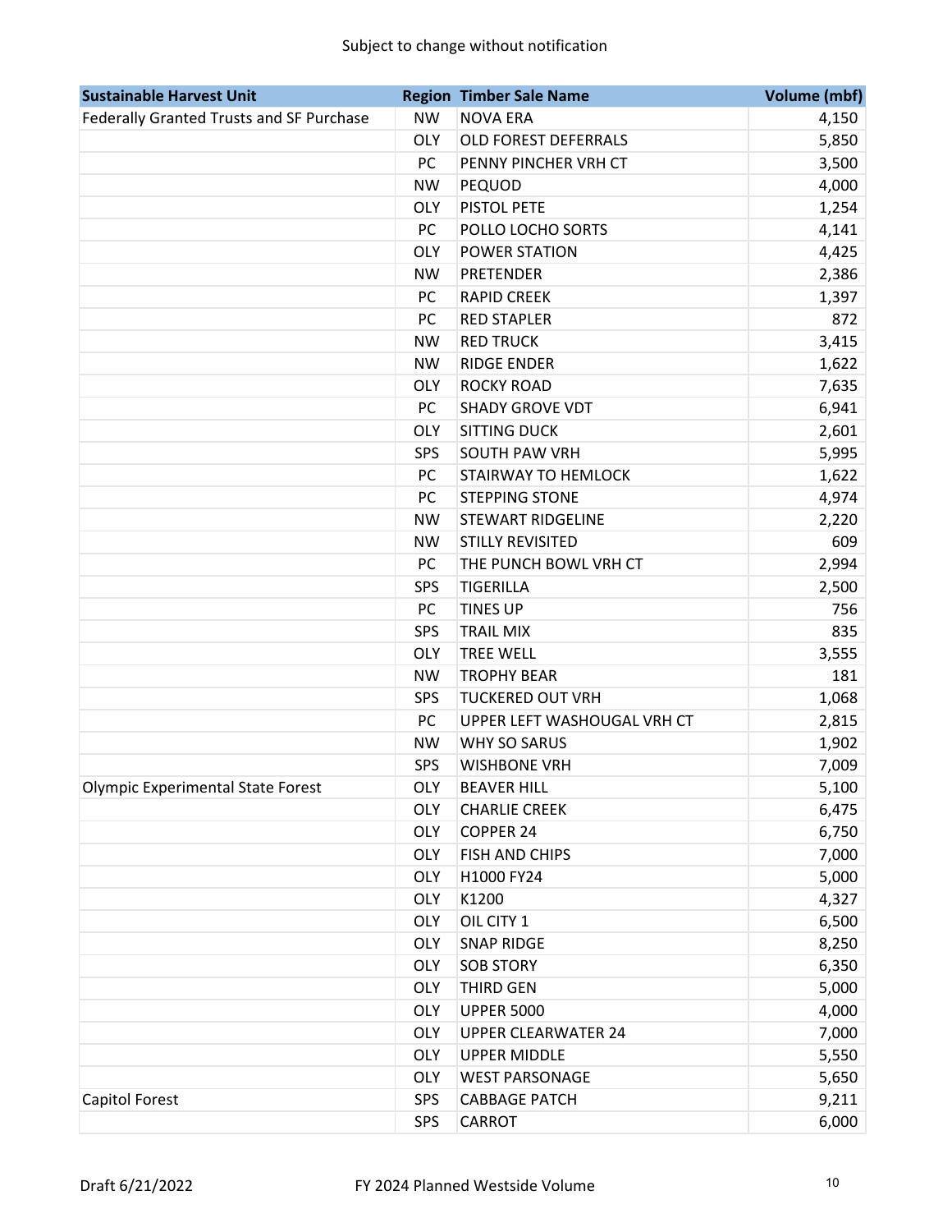Subject to change without notification

| Sustainable Harvest Unit | Region | Timber Sale Name | Volume (mbf) |
|---|---|---|---|
| Federally Granted Trusts and SF Purchase | NW | NOVA ERA | 4,150 |
| | OLY | OLD FOREST DEFERRALS | 5,850 |
| | PC | PENNY PINCHER VRH CT | 3,500 |
| | NW | PEQUOD | 4,000 |
| | OLY | PISTOL PETE | 1,254 |
| | PC | POLLO LOCHO SORTS | 4,141 |
| | OLY | POWER STATION | 4,425 |
| | NW | PRETENDER | 2,386 |
| | PC | RAPID CREEK | 1,397 |
| | PC | RED STAPLER | 872 |
| | NW | RED TRUCK | 3,415 |
| | NW | RIDGE ENDER | 1,622 |
| | OLY | ROCKY ROAD | 7,635 |
| | PC | SHADY GROVE VDT | 6,941 |
| | OLY | SITTING DUCK | 2,601 |
| | SPS | SOUTH PAW VRH | 5,995 |
| | PC | STAIRWAY TO HEMLOCK | 1,622 |
| | PC | STEPPING STONE | 4,974 |
| | NW | STEWART RIDGELINE | 2,220 |
| | NW | STILLY REVISITED | 609 |
| | PC | THE PUNCH BOWL VRH CT | 2,994 |
| | SPS | TIGERILLA | 2,500 |
| | PC | TINES UP | 756 |
| | SPS | TRAIL MIX | 835 |
| | OLY | TREE WELL | 3,555 |
| | NW | TROPHY BEAR | 181 |
| | SPS | TUCKERED OUT VRH | 1,068 |
| | PC | UPPER LEFT WASHOUGAL VRH CT | 2,815 |
| | NW | WHY SO SARUS | 1,902 |
| | SPS | WISHBONE VRH | 7,009 |
| Olympic Experimental State Forest | OLY | BEAVER HILL | 5,100 |
| | OLY | CHARLIE CREEK | 6,475 |
| | OLY | COPPER 24 | 6,750 |
| | OLY | FISH AND CHIPS | 7,000 |
| | OLY | H1000 FY24 | 5,000 |
| | OLY | K1200 | 4,327 |
| | OLY | OIL CITY 1 | 6,500 |
| | OLY | SNAP RIDGE | 8,250 |
| | OLY | SOB STORY | 6,350 |
| | OLY | THIRD GEN | 5,000 |
| | OLY | UPPER 5000 | 4,000 |
| | OLY | UPPER CLEARWATER 24 | 7,000 |
| | OLY | UPPER MIDDLE | 5,550 |
| | OLY | WEST PARSONAGE | 5,650 |
| Capitol Forest | SPS | CABBAGE PATCH | 9,211 |
| | SPS | CARROT | 6,000 |

Draft 6/21/2022 FY 2024 Planned Westside Volume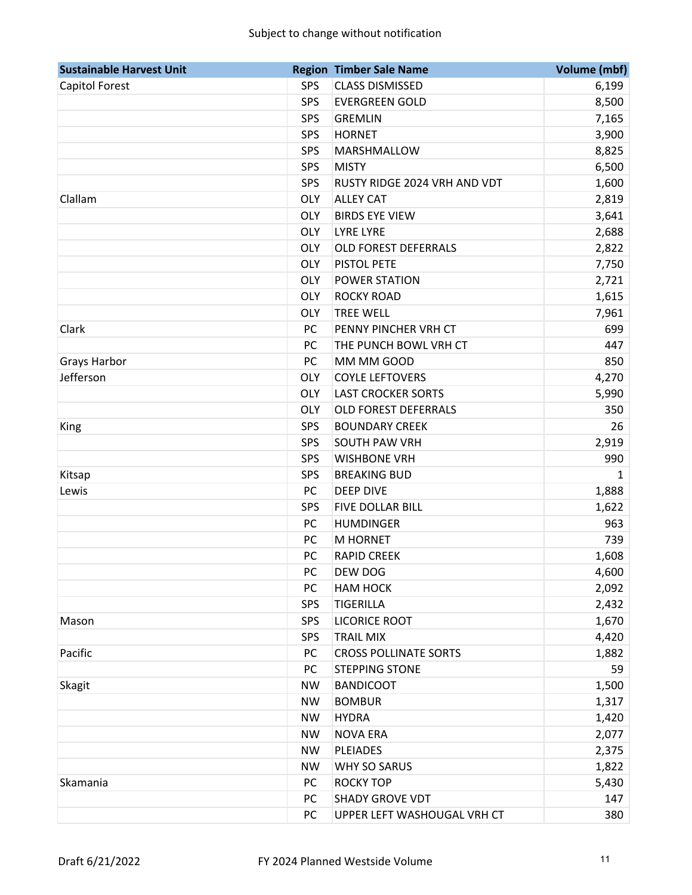| Sustainable Harvest Unit | Region | Timber Sale Name | Volume (mbf) |
|---|---|---|---|
| Capitol Forest | SPS | CLASS DISMISSED | 6,199 |
| | SPS | EVERGREEN GOLD | 8,500 |
| | SPS | GREMLIN | 7,165 |
| | SPS | HORNET | 3,900 |
| | SPS | MARSHMALLOW | 8,825 |
| | SPS | MISTY | 6,500 |
| | SPS | RUSTY RIDGE 2024 VRH AND VDT | 1,600 |
| Clallam | OLY | ALLEY CAT | 2,819 |
| | OLY | BIRDS EYE VIEW | 3,641 |
| | OLY | LYRE LYRE | 2,688 |
| | OLY | OLD FOREST DEFERRALS | 2,822 |
| | OLY | PISTOL PETE | 7,750 |
| | OLY | POWER STATION | 2,721 |
| | OLY | ROCKY ROAD | 1,615 |
| | OLY | TREE WELL | 7,961 |
| Clark | PC | PENNY PINCHER VRH CT | 699 |
| | PC | THE PUNCH BOWL VRH CT | 447 |
| Grays Harbor | PC | MM MM GOOD | 850 |
| Jefferson | OLY | COYLE LEFTOVERS | 4,270 |
| | OLY | LAST CROCKER SORTS | 5,990 |
| | OLY | OLD FOREST DEFERRALS | 350 |
| King | SPS | BOUNDARY CREEK | 26 |
| | SPS | SOUTH PAW VRH | 2,919 |
| | SPS | WISHBONE VRH | 990 |
| Kitsap | SPS | BREAKING BUD | 1 |
| Lewis | PC | DEEP DIVE | 1,888 |
| | SPS | FIVE DOLLAR BILL | 1,622 |
| | PC | HUMDINGER | 963 |
| | PC | M HORNET | 739 |
| | PC | RAPID CREEK | 1,608 |
| | PC | DEW DOG | 4,600 |
| | PC | HAM HOCK | 2,092 |
| | SPS | TIGERILLA | 2,432 |
| Mason | SPS | LICORICE ROOT | 1,670 |
| | SPS | TRAIL MIX | 4,420 |
| Pacific | PC | CROSS POLLINATE SORTS | 1,882 |
| | PC | STEPPING STONE | 59 |
| Skagit | NW | BANDICOOT | 1,500 |
| | NW | BOMBUR | 1,317 |
| | NW | HYDRA | 1,420 |
| | NW | NOVA ERA | 2,077 |
| | NW | PLEIADES | 2,375 |
| | NW | WHY SO SARUS | 1,822 |
| Skamania | PC | ROCKY TOP | 5,430 |
| | PC | SHADY GROVE VDT | 147 |
| | PC | UPPER LEFT WASHOUGAL VRH CT | 380 |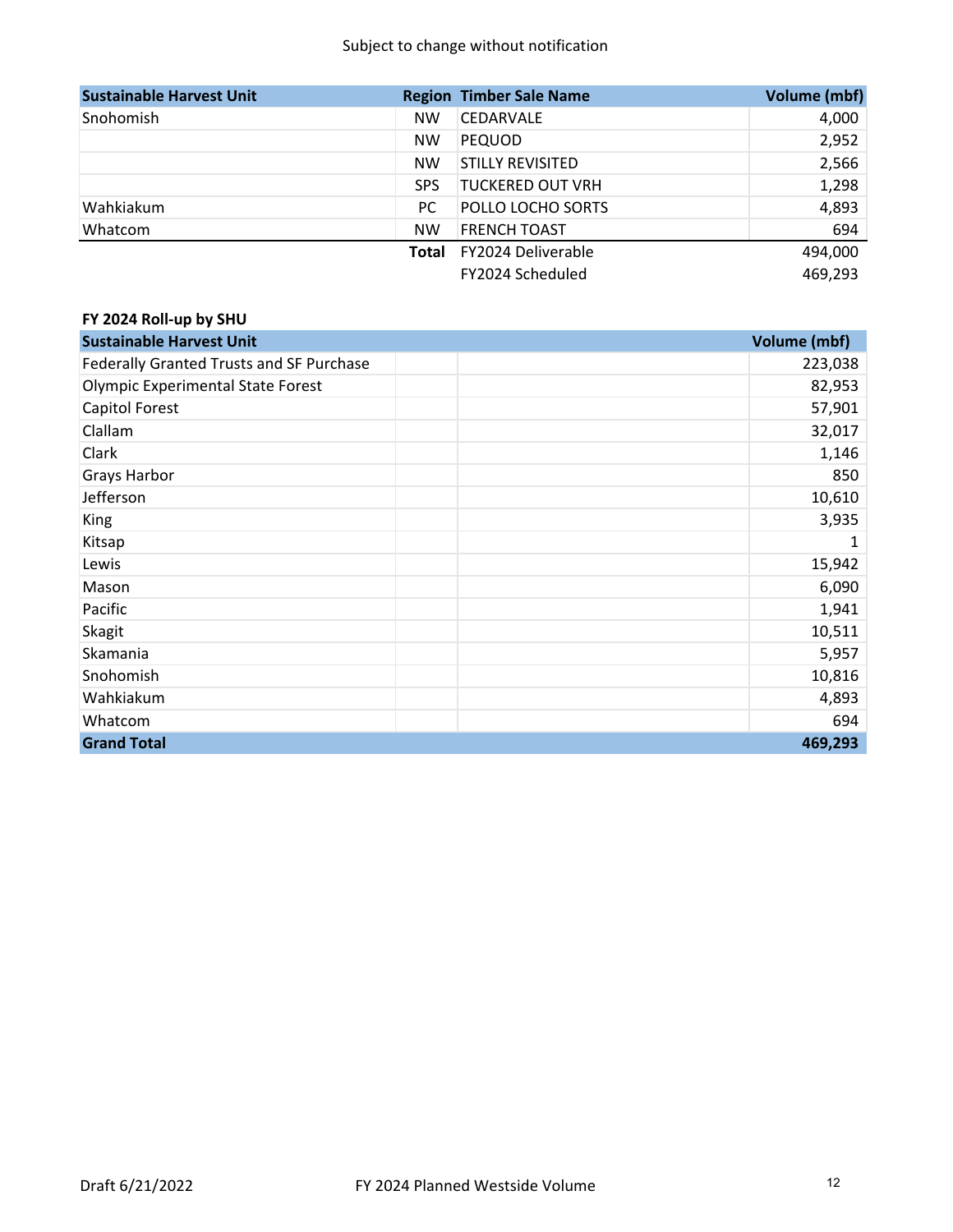Subject to change without notification

| Sustainable Harvest Unit | Region | Timber Sale Name | Volume (mbf) |
|---|---|---|---|
| Snohomish | NW | CEDARVALE | 4,000 |
| | NW | PEQUOD | 2,952 |
| | NW | STILLY REVISITED | 2,566 |
| | SPS | TUCKERED OUT VRH | 1,298 |
| Wahkiakum | PC | POLLO LOCHO SORTS | 4,893 |
| Whatcom | NW | FRENCH TOAST | 694 |
| | **Total** | FY2024 Deliverable | 494,000 |
| | | FY2024 Scheduled | 469,293 |

**FY 2024 Roll-up by SHU**

| Sustainable Harvest Unit | Volume (mbf) |
|---|---|
| Federally Granted Trusts and SF Purchase | 223,038 |
| Olympic Experimental State Forest | 82,953 |
| Capitol Forest | 57,901 |
| Clallam | 32,017 |
| Clark | 1,146 |
| Grays Harbor | 850 |
| Jefferson | 10,610 |
| King | 3,935 |
| Kitsap | 1 |
| Lewis | 15,942 |
| Mason | 6,090 |
| Pacific | 1,941 |
| Skagit | 10,511 |
| Skamania | 5,957 |
| Snohomish | 10,816 |
| Wahkiakum | 4,893 |
| Whatcom | 694 |
| **Grand Total** | **469,293** |

Draft 6/21/2022 FY 2024 Planned Westside Volume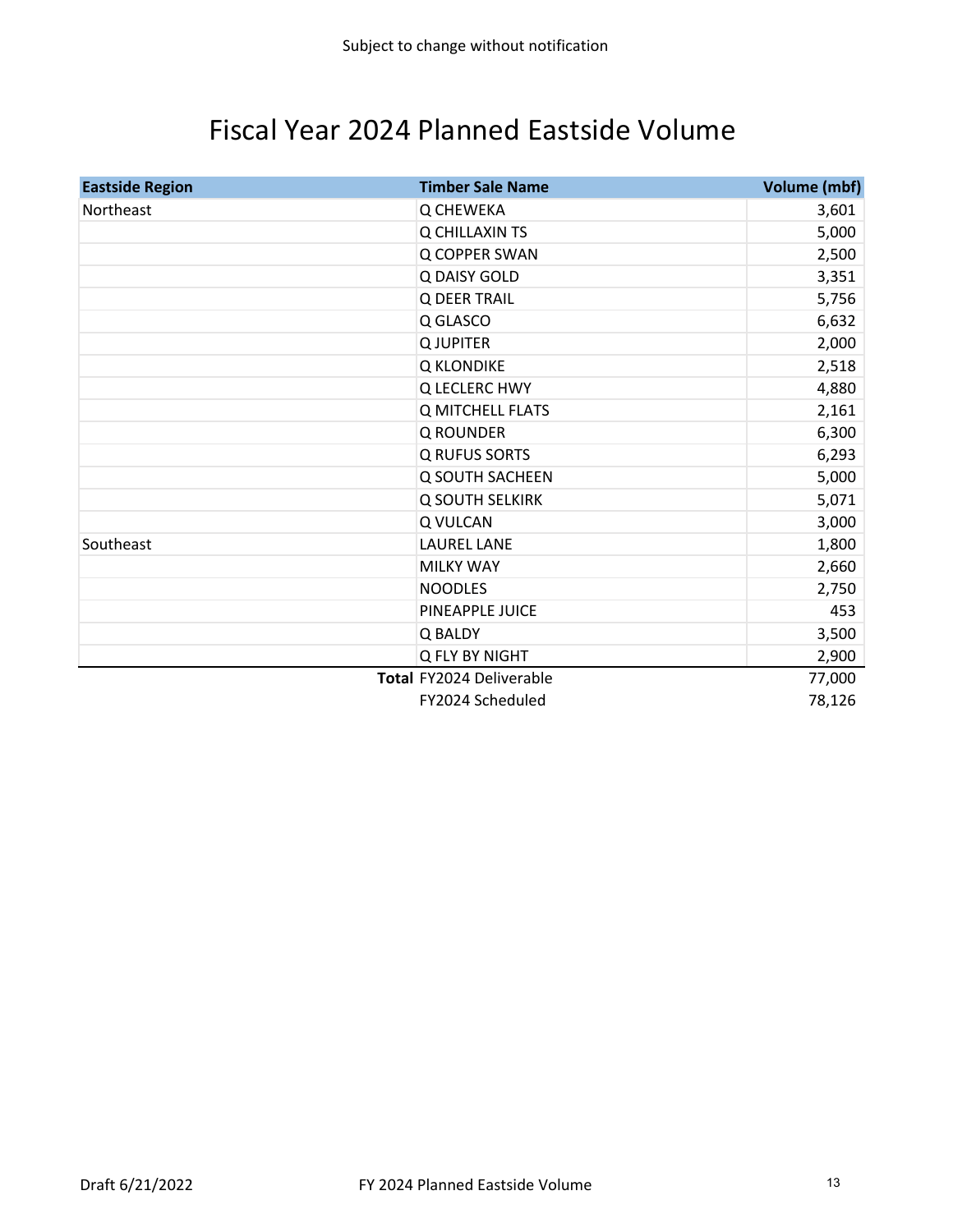Subject to change without notification

# Fiscal Year 2024 Planned Eastside Volume

| Eastside Region | Timber Sale Name | Volume (mbf) |
|---|---|---|
| Northeast | Q CHEWEKA | 3,601 |
| | Q CHILLAXIN TS | 5,000 |
| | Q COPPER SWAN | 2,500 |
| | Q DAISY GOLD | 3,351 |
| | Q DEER TRAIL | 5,756 |
| | Q GLASCO | 6,632 |
| | Q JUPITER | 2,000 |
| | Q KLONDIKE | 2,518 |
| | Q LECLERC HWY | 4,880 |
| | Q MITCHELL FLATS | 2,161 |
| | Q ROUNDER | 6,300 |
| | Q RUFUS SORTS | 6,293 |
| | Q SOUTH SACHEEN | 5,000 |
| | Q SOUTH SELKIRK | 5,071 |
| | Q VULCAN | 3,000 |
| Southeast | LAUREL LANE | 1,800 |
| | MILKY WAY | 2,660 |
| | NOODLES | 2,750 |
| | PINEAPPLE JUICE | 453 |
| | Q BALDY | 3,500 |
| | Q FLY BY NIGHT | 2,900 |
| **Total** | FY2024 Deliverable | 77,000 |
| | FY2024 Scheduled | 78,126 |

Draft 6/21/2022 FY 2024 Planned Eastside Volume